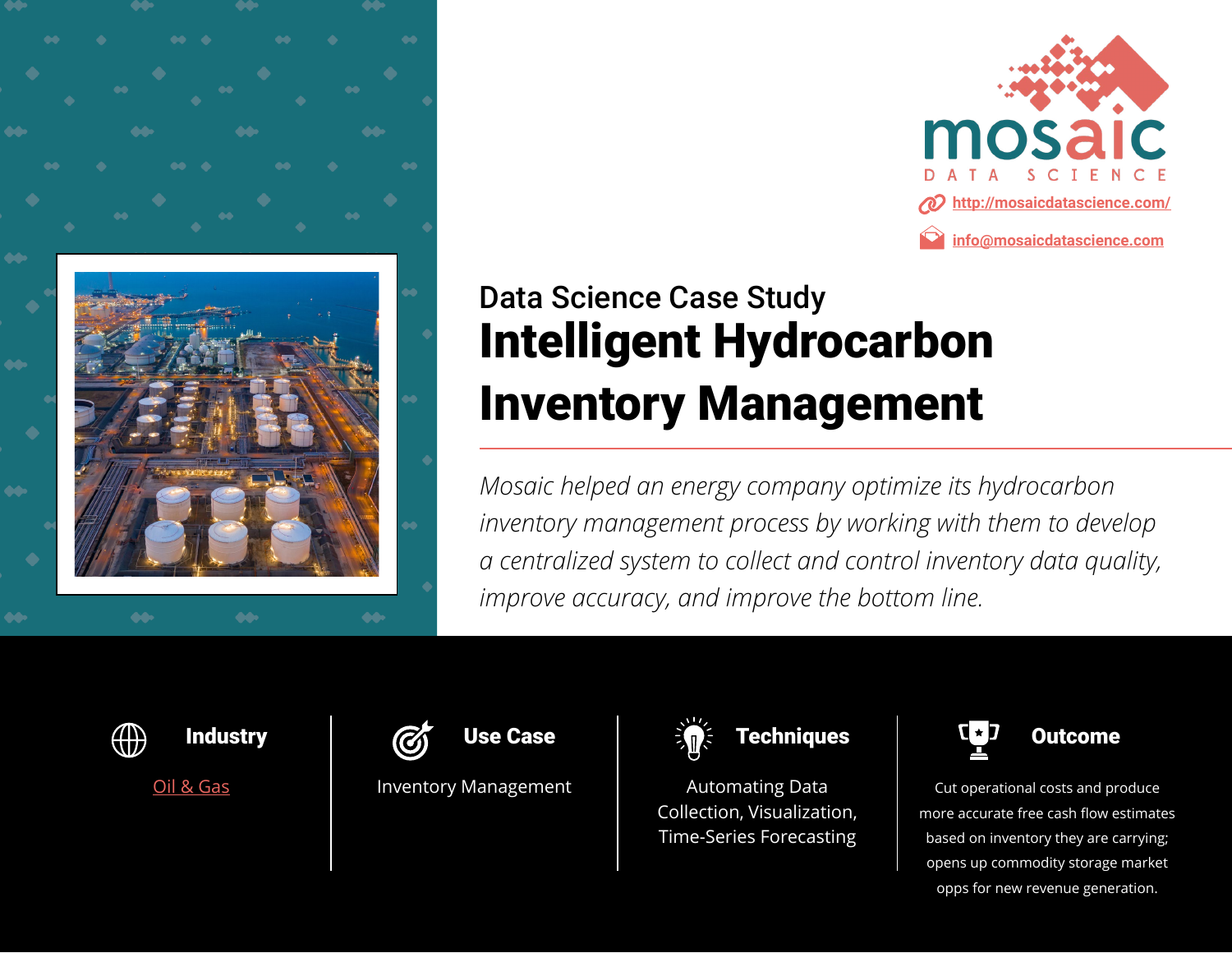mosaic
DATA SCIENCE

[http://mosaicdatascience.com/](http://mosaicdatascience.com/)

[info@mosaicdatascience.com](mailto:info@mosaicdatascience.com)

## Data Science Case Study

# Intelligent Hydrocarbon Inventory Management

*Mosaic helped an energy company optimize its hydrocarbon inventory management process by working with them to develop a centralized system to collect and control inventory data quality, improve accuracy, and improve the bottom line.*

### Industry

Oil & Gas

### Use Case

Inventory Management

### Techniques

Automating Data Collection, Visualization, Time-Series Forecasting

### Outcome

Cut operational costs and produce more accurate free cash flow estimates based on inventory they are carrying; opens up commodity storage market opps for new revenue generation.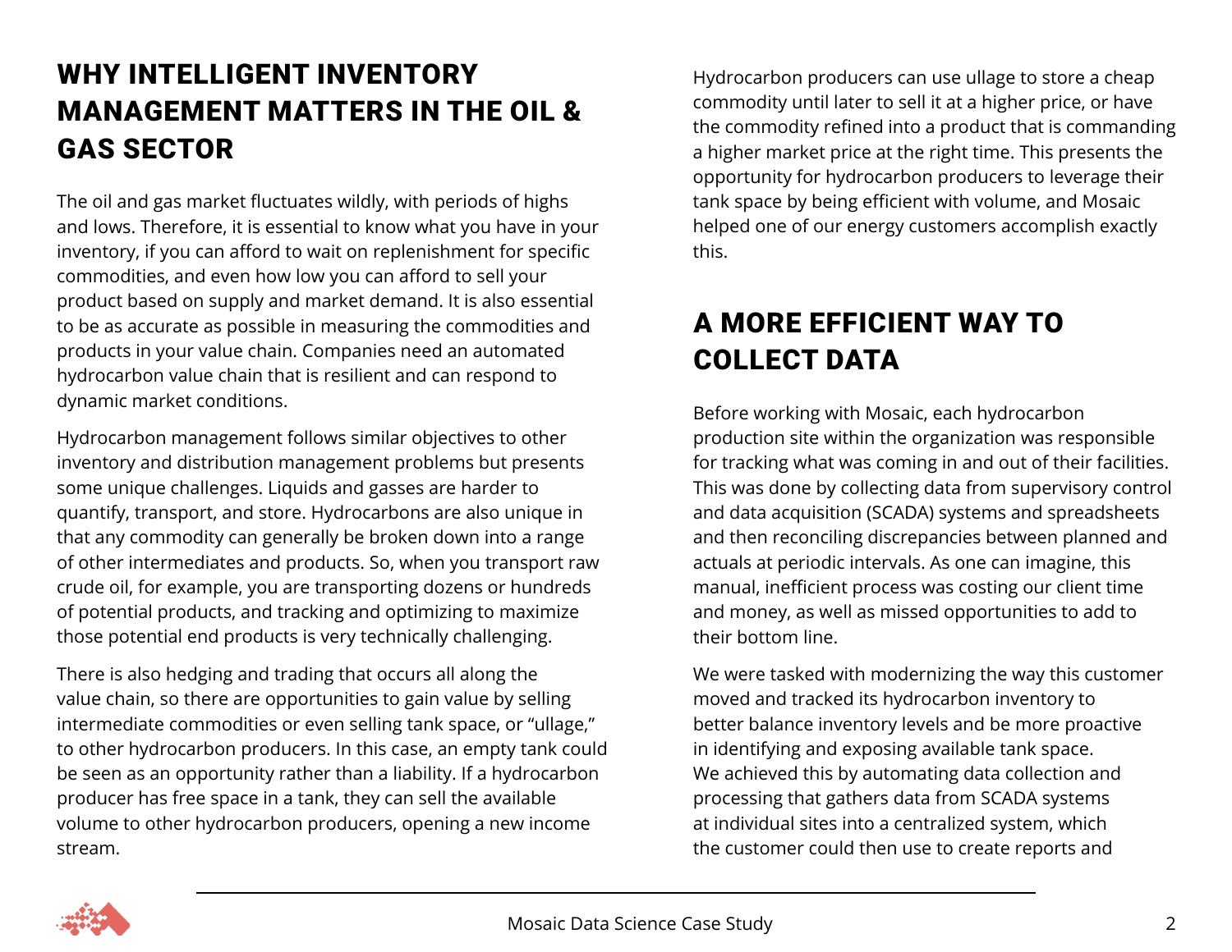## WHY INTELLIGENT INVENTORY MANAGEMENT MATTERS IN THE OIL & GAS SECTOR

The oil and gas market fluctuates wildly, with periods of highs and lows. Therefore, it is essential to know what you have in your inventory, if you can afford to wait on replenishment for specific commodities, and even how low you can afford to sell your product based on supply and market demand. It is also essential to be as accurate as possible in measuring the commodities and products in your value chain. Companies need an automated hydrocarbon value chain that is resilient and can respond to dynamic market conditions.

Hydrocarbon management follows similar objectives to other inventory and distribution management problems but presents some unique challenges. Liquids and gasses are harder to quantify, transport, and store. Hydrocarbons are also unique in that any commodity can generally be broken down into a range of other intermediates and products. So, when you transport raw crude oil, for example, you are transporting dozens or hundreds of potential products, and tracking and optimizing to maximize those potential end products is very technically challenging.

There is also hedging and trading that occurs all along the value chain, so there are opportunities to gain value by selling intermediate commodities or even selling tank space, or "ullage," to other hydrocarbon producers. In this case, an empty tank could be seen as an opportunity rather than a liability. If a hydrocarbon producer has free space in a tank, they can sell the available volume to other hydrocarbon producers, opening a new income stream.

Hydrocarbon producers can use ullage to store a cheap commodity until later to sell it at a higher price, or have the commodity refined into a product that is commanding a higher market price at the right time. This presents the opportunity for hydrocarbon producers to leverage their tank space by being efficient with volume, and Mosaic helped one of our energy customers accomplish exactly this.

## A MORE EFFICIENT WAY TO COLLECT DATA

Before working with Mosaic, each hydrocarbon production site within the organization was responsible for tracking what was coming in and out of their facilities. This was done by collecting data from supervisory control and data acquisition (SCADA) systems and spreadsheets and then reconciling discrepancies between planned and actuals at periodic intervals. As one can imagine, this manual, inefficient process was costing our client time and money, as well as missed opportunities to add to their bottom line.

We were tasked with modernizing the way this customer moved and tracked its hydrocarbon inventory to better balance inventory levels and be more proactive in identifying and exposing available tank space. We achieved this by automating data collection and processing that gathers data from SCADA systems at individual sites into a centralized system, which the customer could then use to create reports and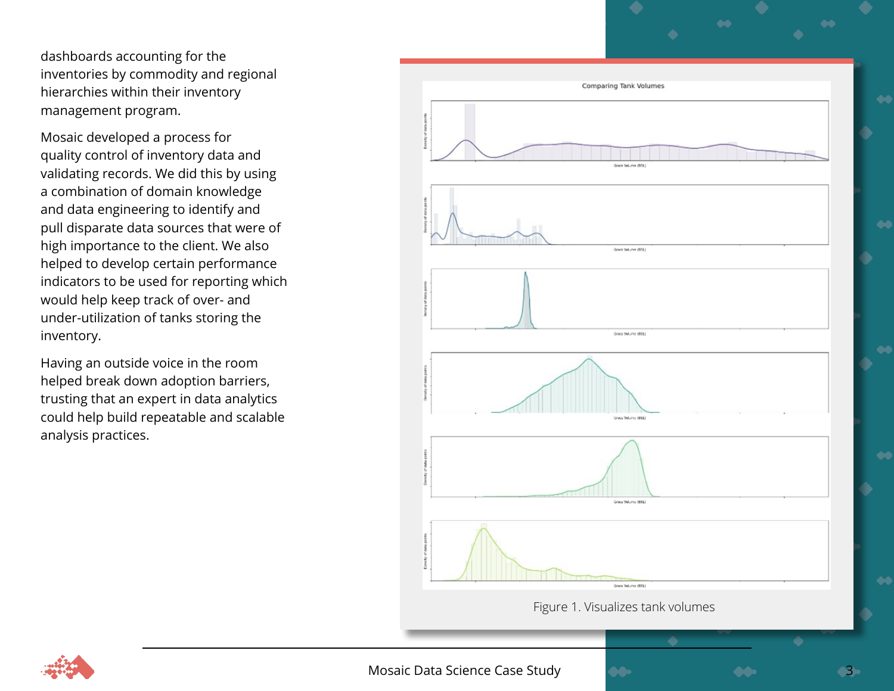dashboards accounting for the inventories by commodity and regional hierarchies within their inventory management program.

Mosaic developed a process for quality control of inventory data and validating records. We did this by using a combination of domain knowledge and data engineering to identify and pull disparate data sources that were of high importance to the client. We also helped to develop certain performance indicators to be used for reporting which would help keep track of over- and under-utilization of tanks storing the inventory.

Having an outside voice in the room helped break down adoption barriers, trusting that an expert in data analytics could help build repeatable and scalable analysis practices.

Comparing Tank Volumes

Figure 1. Visualizes tank volumes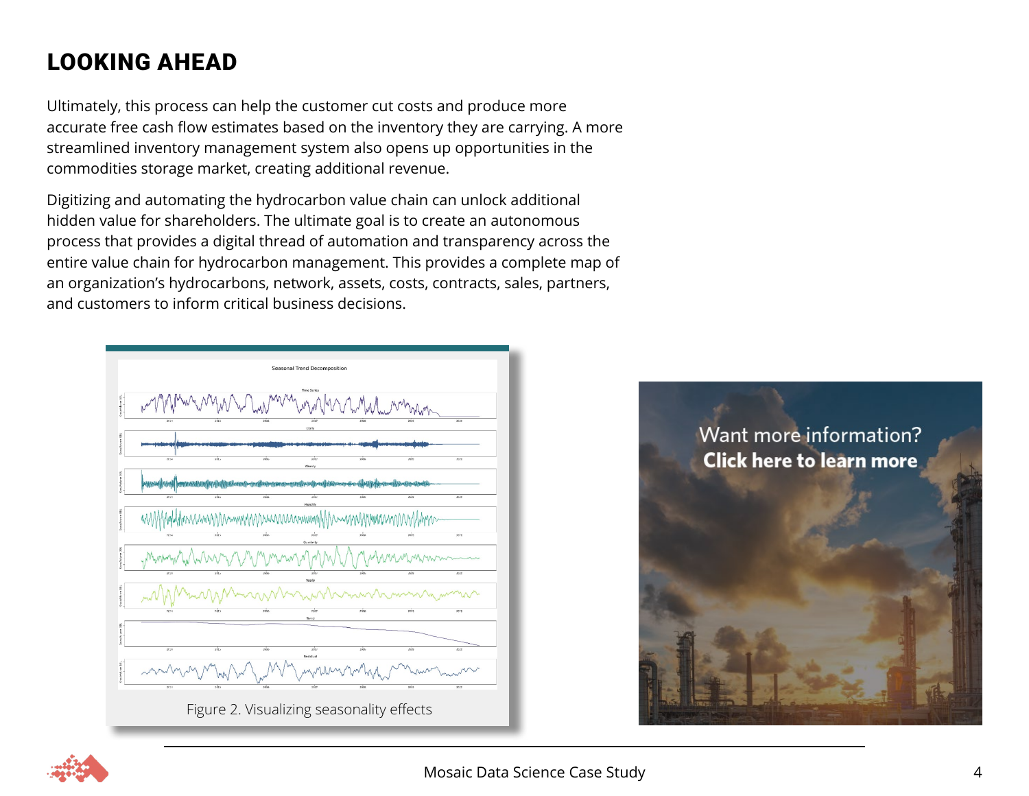## LOOKING AHEAD

Ultimately, this process can help the customer cut costs and produce more accurate free cash flow estimates based on the inventory they are carrying. A more streamlined inventory management system also opens up opportunities in the commodities storage market, creating additional revenue.

Digitizing and automating the hydrocarbon value chain can unlock additional hidden value for shareholders. The ultimate goal is to create an autonomous process that provides a digital thread of automation and transparency across the entire value chain for hydrocarbon management. This provides a complete map of an organization's hydrocarbons, network, assets, costs, contracts, sales, partners, and customers to inform critical business decisions.

Seasonal Trend Decomposition

Time Series

Daily

Weekly

Monthly

Quarterly

Yearly

Trend

Residual

Figure 2. Visualizing seasonality effects

Want more information?
**Click here to learn more**